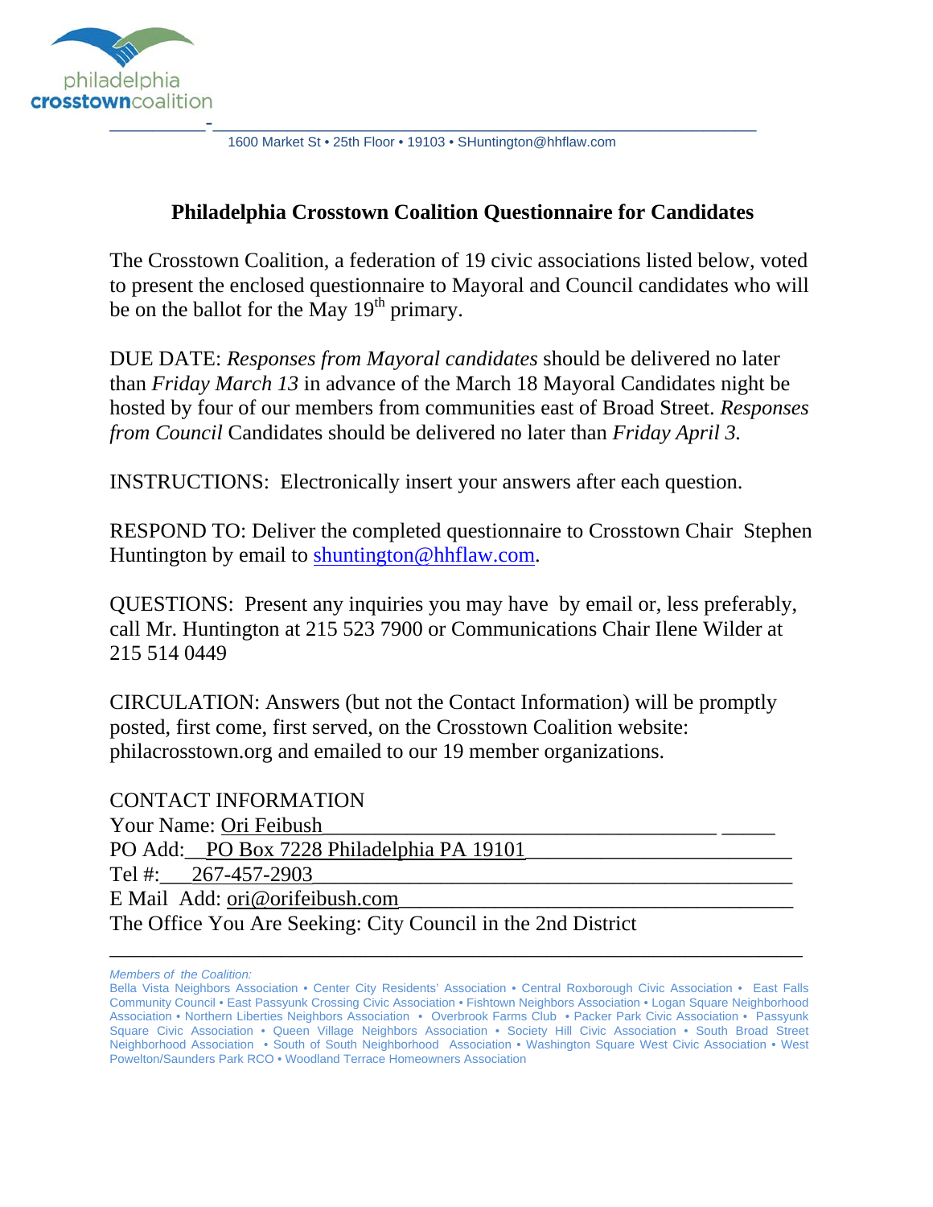philadelphia **crosstown**coalition

1600 Market St • 25th Floor • 19103 • SHuntington@hhflaw.com

## Philadelphia Crosstown Coalition Questionnaire for Candidates

The Crosstown Coalition, a federation of 19 civic associations listed below, voted to present the enclosed questionnaire to Mayoral and Council candidates who will be on the ballot for the May 19th primary.

DUE DATE: *Responses from Mayoral candidates* should be delivered no later than *Friday March 13* in advance of the March 18 Mayoral Candidates night be hosted by four of our members from communities east of Broad Street. *Responses from Council* Candidates should be delivered no later than *Friday April 3.*

INSTRUCTIONS: Electronically insert your answers after each question.

RESPOND TO: Deliver the completed questionnaire to Crosstown Chair Stephen Huntington by email to shuntington@hhflaw.com.

QUESTIONS: Present any inquiries you may have by email or, less preferably, call Mr. Huntington at 215 523 7900 or Communications Chair Ilene Wilder at 215 514 0449

CIRCULATION: Answers (but not the Contact Information) will be promptly posted, first come, first served, on the Crosstown Coalition website: philacrosstown.org and emailed to our 19 member organizations.

CONTACT INFORMATION
Your Name: Ori Feibush
PO Add: PO Box 7228 Philadelphia PA 19101
Tel #: 267-457-2903
E Mail Add: ori@orifeibush.com
The Office You Are Seeking: City Council in the 2nd District

*Members of the Coalition:*
Bella Vista Neighbors Association • Center City Residents' Association • Central Roxborough Civic Association • East Falls Community Council • East Passyunk Crossing Civic Association • Fishtown Neighbors Association • Logan Square Neighborhood Association • Northern Liberties Neighbors Association • Overbrook Farms Club • Packer Park Civic Association • Passyunk Square Civic Association • Queen Village Neighbors Association • Society Hill Civic Association • South Broad Street Neighborhood Association • South of South Neighborhood Association • Washington Square West Civic Association • West Powelton/Saunders Park RCO • Woodland Terrace Homeowners Association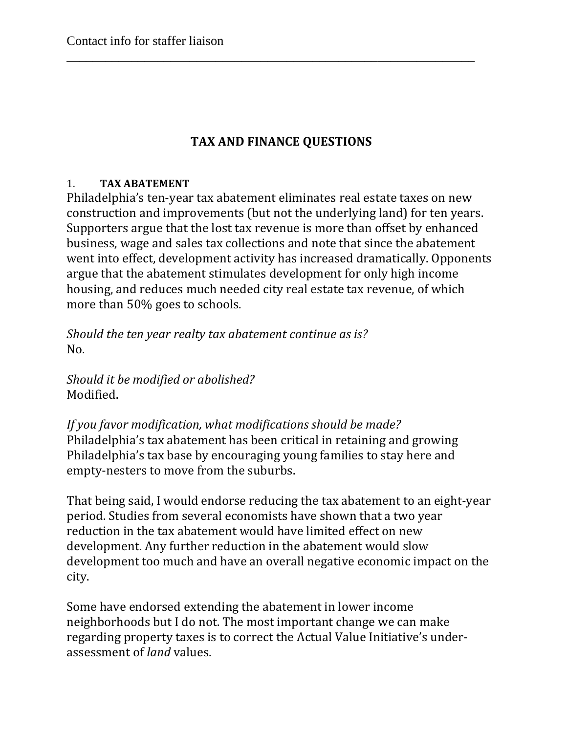Contact info for staffer liaison

______________________________________________________________________

## TAX AND FINANCE QUESTIONS

### 1. TAX ABATEMENT

Philadelphia's ten-year tax abatement eliminates real estate taxes on new construction and improvements (but not the underlying land) for ten years. Supporters argue that the lost tax revenue is more than offset by enhanced business, wage and sales tax collections and note that since the abatement went into effect, development activity has increased dramatically. Opponents argue that the abatement stimulates development for only high income housing, and reduces much needed city real estate tax revenue, of which more than 50% goes to schools.

*Should the ten year realty tax abatement continue as is?*
No.

*Should it be modified or abolished?*
Modified.

*If you favor modification, what modifications should be made?*
Philadelphia's tax abatement has been critical in retaining and growing Philadelphia's tax base by encouraging young families to stay here and empty-nesters to move from the suburbs.

That being said, I would endorse reducing the tax abatement to an eight-year period. Studies from several economists have shown that a two year reduction in the tax abatement would have limited effect on new development. Any further reduction in the abatement would slow development too much and have an overall negative economic impact on the city.

Some have endorsed extending the abatement in lower income neighborhoods but I do not. The most important change we can make regarding property taxes is to correct the Actual Value Initiative's under-assessment of *land* values.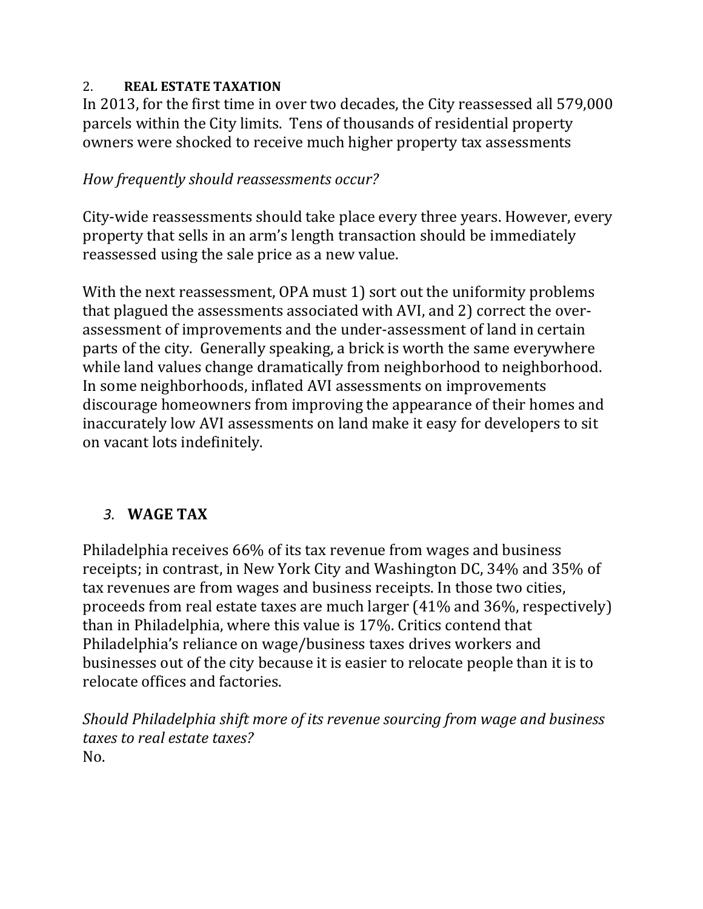## 2. REAL ESTATE TAXATION

In 2013, for the first time in over two decades, the City reassessed all 579,000 parcels within the City limits. Tens of thousands of residential property owners were shocked to receive much higher property tax assessments

*How frequently should reassessments occur?*

City-wide reassessments should take place every three years. However, every property that sells in an arm's length transaction should be immediately reassessed using the sale price as a new value.

With the next reassessment, OPA must 1) sort out the uniformity problems that plagued the assessments associated with AVI, and 2) correct the over-assessment of improvements and the under-assessment of land in certain parts of the city. Generally speaking, a brick is worth the same everywhere while land values change dramatically from neighborhood to neighborhood. In some neighborhoods, inflated AVI assessments on improvements discourage homeowners from improving the appearance of their homes and inaccurately low AVI assessments on land make it easy for developers to sit on vacant lots indefinitely.

## *3.* WAGE TAX

Philadelphia receives 66% of its tax revenue from wages and business receipts; in contrast, in New York City and Washington DC, 34% and 35% of tax revenues are from wages and business receipts. In those two cities, proceeds from real estate taxes are much larger (41% and 36%, respectively) than in Philadelphia, where this value is 17%. Critics contend that Philadelphia's reliance on wage/business taxes drives workers and businesses out of the city because it is easier to relocate people than it is to relocate offices and factories.

*Should Philadelphia shift more of its revenue sourcing from wage and business taxes to real estate taxes?*

No.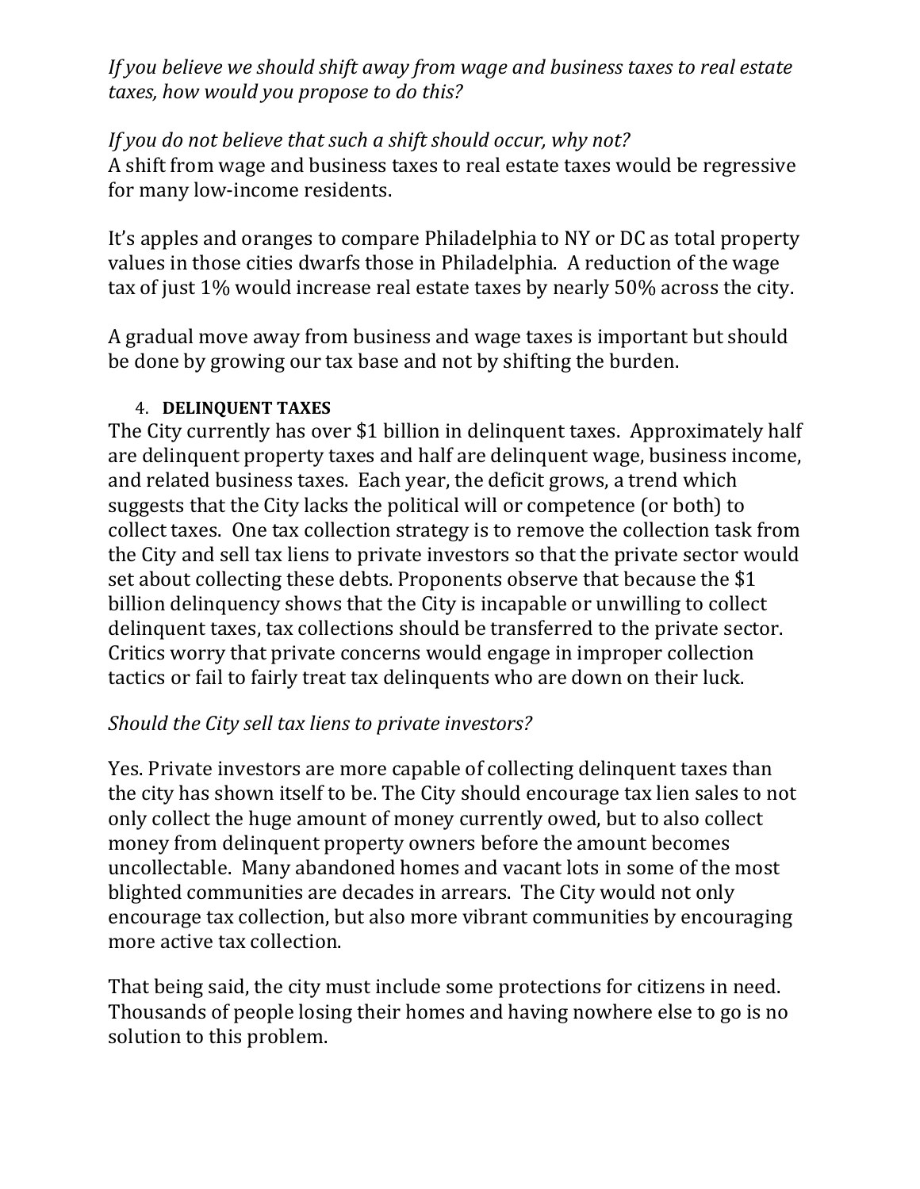*If you believe we should shift away from wage and business taxes to real estate taxes, how would you propose to do this?*

*If you do not believe that such a shift should occur, why not?*
A shift from wage and business taxes to real estate taxes would be regressive for many low-income residents.

It's apples and oranges to compare Philadelphia to NY or DC as total property values in those cities dwarfs those in Philadelphia. A reduction of the wage tax of just 1% would increase real estate taxes by nearly 50% across the city.

A gradual move away from business and wage taxes is important but should be done by growing our tax base and not by shifting the burden.

4. **DELINQUENT TAXES**

The City currently has over $1 billion in delinquent taxes. Approximately half are delinquent property taxes and half are delinquent wage, business income, and related business taxes. Each year, the deficit grows, a trend which suggests that the City lacks the political will or competence (or both) to collect taxes. One tax collection strategy is to remove the collection task from the City and sell tax liens to private investors so that the private sector would set about collecting these debts. Proponents observe that because the $1 billion delinquency shows that the City is incapable or unwilling to collect delinquent taxes, tax collections should be transferred to the private sector. Critics worry that private concerns would engage in improper collection tactics or fail to fairly treat tax delinquents who are down on their luck.

*Should the City sell tax liens to private investors?*

Yes. Private investors are more capable of collecting delinquent taxes than the city has shown itself to be. The City should encourage tax lien sales to not only collect the huge amount of money currently owed, but to also collect money from delinquent property owners before the amount becomes uncollectable. Many abandoned homes and vacant lots in some of the most blighted communities are decades in arrears. The City would not only encourage tax collection, but also more vibrant communities by encouraging more active tax collection.

That being said, the city must include some protections for citizens in need. Thousands of people losing their homes and having nowhere else to go is no solution to this problem.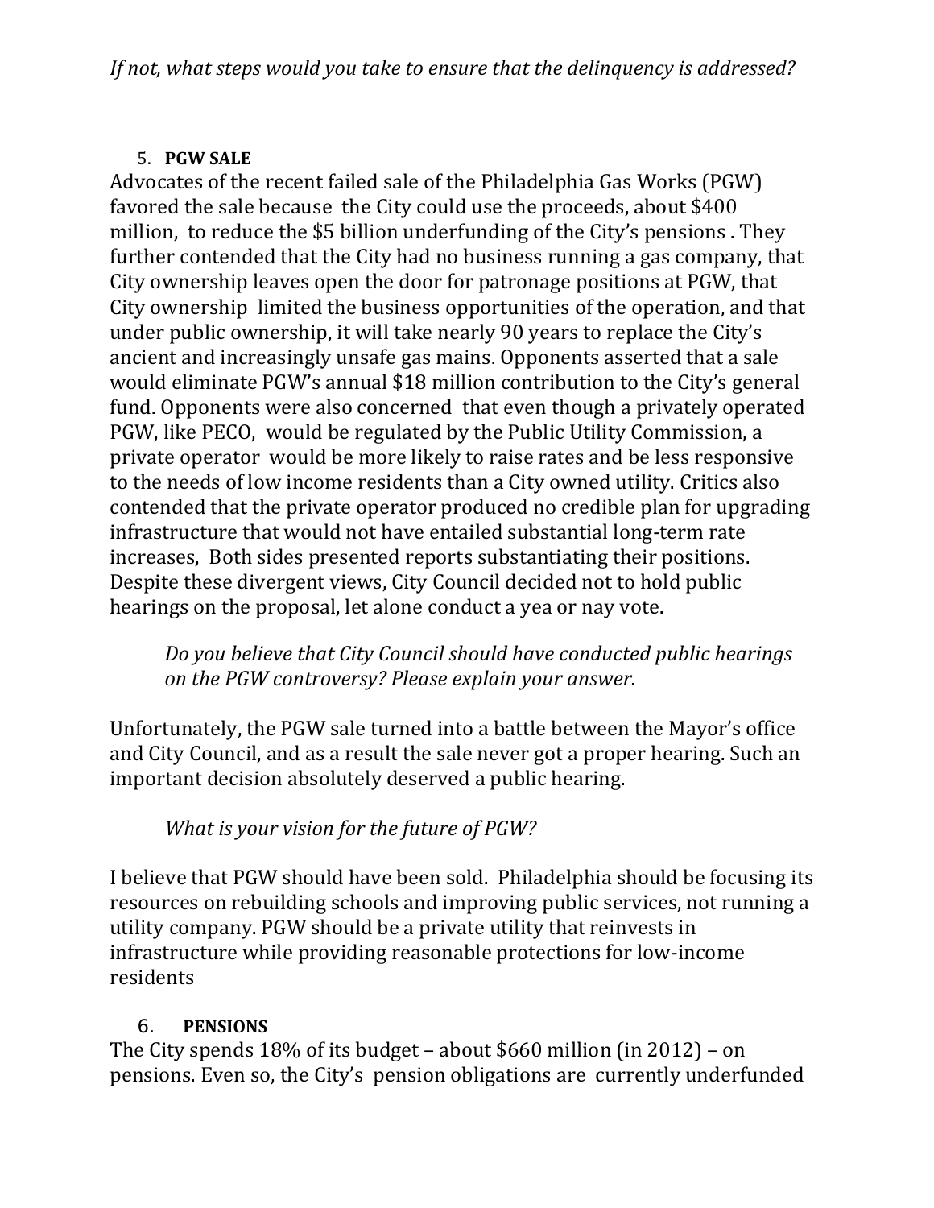*If not, what steps would you take to ensure that the delinquency is addressed?*

5. **PGW SALE**

Advocates of the recent failed sale of the Philadelphia Gas Works (PGW) favored the sale because the City could use the proceeds, about $400 million, to reduce the $5 billion underfunding of the City's pensions . They further contended that the City had no business running a gas company, that City ownership leaves open the door for patronage positions at PGW, that City ownership limited the business opportunities of the operation, and that under public ownership, it will take nearly 90 years to replace the City's ancient and increasingly unsafe gas mains. Opponents asserted that a sale would eliminate PGW's annual $18 million contribution to the City's general fund. Opponents were also concerned that even though a privately operated PGW, like PECO, would be regulated by the Public Utility Commission, a private operator would be more likely to raise rates and be less responsive to the needs of low income residents than a City owned utility. Critics also contended that the private operator produced no credible plan for upgrading infrastructure that would not have entailed substantial long-term rate increases, Both sides presented reports substantiating their positions. Despite these divergent views, City Council decided not to hold public hearings on the proposal, let alone conduct a yea or nay vote.

> *Do you believe that City Council should have conducted public hearings on the PGW controversy? Please explain your answer.*

Unfortunately, the PGW sale turned into a battle between the Mayor's office and City Council, and as a result the sale never got a proper hearing. Such an important decision absolutely deserved a public hearing.

> *What is your vision for the future of PGW?*

I believe that PGW should have been sold. Philadelphia should be focusing its resources on rebuilding schools and improving public services, not running a utility company. PGW should be a private utility that reinvests in infrastructure while providing reasonable protections for low-income residents

6. **PENSIONS**

The City spends 18% of its budget – about $660 million (in 2012) – on pensions. Even so, the City's pension obligations are currently underfunded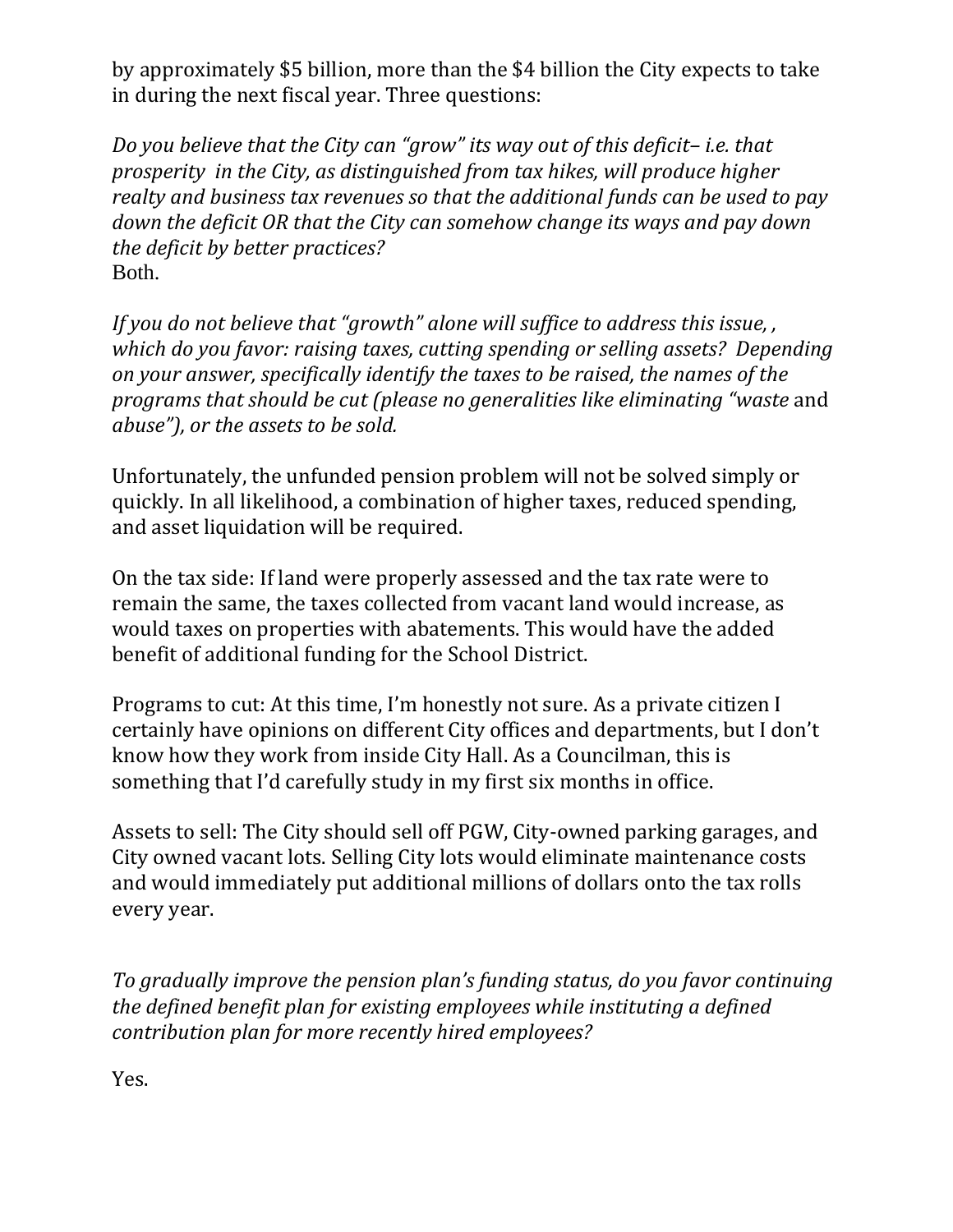by approximately $5 billion, more than the $4 billion the City expects to take in during the next fiscal year. Three questions:

*Do you believe that the City can "grow" its way out of this deficit– i.e. that prosperity in the City, as distinguished from tax hikes, will produce higher realty and business tax revenues so that the additional funds can be used to pay down the deficit OR that the City can somehow change its ways and pay down the deficit by better practices?*
Both.

*If you do not believe that "growth" alone will suffice to address this issue, , which do you favor: raising taxes, cutting spending or selling assets? Depending on your answer, specifically identify the taxes to be raised, the names of the programs that should be cut (please no generalities like eliminating "waste* and *abuse"), or the assets to be sold.*

Unfortunately, the unfunded pension problem will not be solved simply or quickly. In all likelihood, a combination of higher taxes, reduced spending, and asset liquidation will be required.

On the tax side: If land were properly assessed and the tax rate were to remain the same, the taxes collected from vacant land would increase, as would taxes on properties with abatements. This would have the added benefit of additional funding for the School District.

Programs to cut: At this time, I'm honestly not sure. As a private citizen I certainly have opinions on different City offices and departments, but I don't know how they work from inside City Hall. As a Councilman, this is something that I'd carefully study in my first six months in office.

Assets to sell: The City should sell off PGW, City-owned parking garages, and City owned vacant lots. Selling City lots would eliminate maintenance costs and would immediately put additional millions of dollars onto the tax rolls every year.

*To gradually improve the pension plan's funding status, do you favor continuing the defined benefit plan for existing employees while instituting a defined contribution plan for more recently hired employees?*

Yes.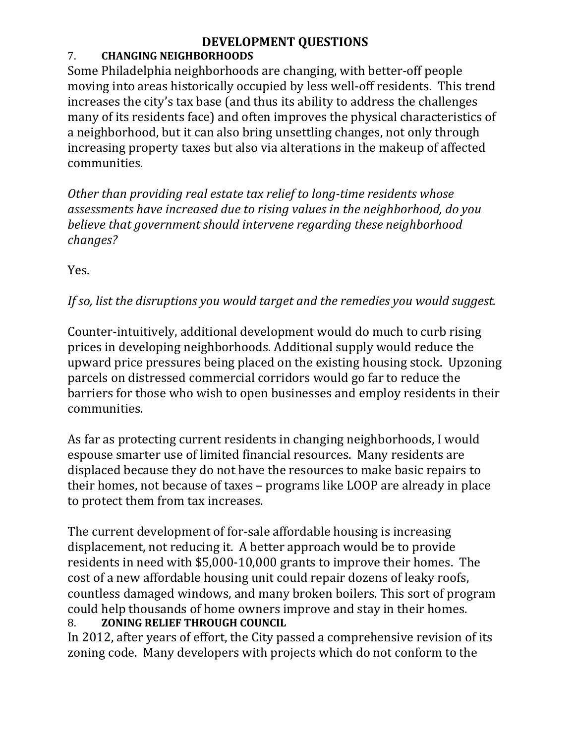# DEVELOPMENT QUESTIONS

## 7. CHANGING NEIGHBORHOODS

Some Philadelphia neighborhoods are changing, with better-off people moving into areas historically occupied by less well-off residents. This trend increases the city's tax base (and thus its ability to address the challenges many of its residents face) and often improves the physical characteristics of a neighborhood, but it can also bring unsettling changes, not only through increasing property taxes but also via alterations in the makeup of affected communities.

*Other than providing real estate tax relief to long-time residents whose assessments have increased due to rising values in the neighborhood, do you believe that government should intervene regarding these neighborhood changes?*

Yes.

*If so, list the disruptions you would target and the remedies you would suggest.*

Counter-intuitively, additional development would do much to curb rising prices in developing neighborhoods. Additional supply would reduce the upward price pressures being placed on the existing housing stock. Upzoning parcels on distressed commercial corridors would go far to reduce the barriers for those who wish to open businesses and employ residents in their communities.

As far as protecting current residents in changing neighborhoods, I would espouse smarter use of limited financial resources. Many residents are displaced because they do not have the resources to make basic repairs to their homes, not because of taxes – programs like LOOP are already in place to protect them from tax increases.

The current development of for-sale affordable housing is increasing displacement, not reducing it. A better approach would be to provide residents in need with $5,000-10,000 grants to improve their homes. The cost of a new affordable housing unit could repair dozens of leaky roofs, countless damaged windows, and many broken boilers. This sort of program could help thousands of home owners improve and stay in their homes.

## 8. ZONING RELIEF THROUGH COUNCIL

In 2012, after years of effort, the City passed a comprehensive revision of its zoning code. Many developers with projects which do not conform to the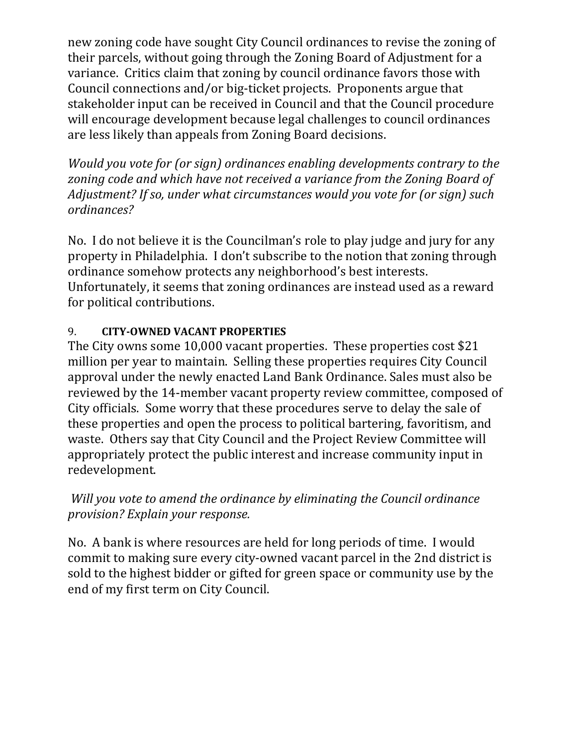new zoning code have sought City Council ordinances to revise the zoning of their parcels, without going through the Zoning Board of Adjustment for a variance. Critics claim that zoning by council ordinance favors those with Council connections and/or big-ticket projects. Proponents argue that stakeholder input can be received in Council and that the Council procedure will encourage development because legal challenges to council ordinances are less likely than appeals from Zoning Board decisions.

*Would you vote for (or sign) ordinances enabling developments contrary to the zoning code and which have not received a variance from the Zoning Board of Adjustment? If so, under what circumstances would you vote for (or sign) such ordinances?*

No. I do not believe it is the Councilman's role to play judge and jury for any property in Philadelphia. I don't subscribe to the notion that zoning through ordinance somehow protects any neighborhood's best interests. Unfortunately, it seems that zoning ordinances are instead used as a reward for political contributions.

### 9. CITY-OWNED VACANT PROPERTIES

The City owns some 10,000 vacant properties. These properties cost $21 million per year to maintain. Selling these properties requires City Council approval under the newly enacted Land Bank Ordinance. Sales must also be reviewed by the 14-member vacant property review committee, composed of City officials. Some worry that these procedures serve to delay the sale of these properties and open the process to political bartering, favoritism, and waste. Others say that City Council and the Project Review Committee will appropriately protect the public interest and increase community input in redevelopment.

*Will you vote to amend the ordinance by eliminating the Council ordinance provision? Explain your response.*

No. A bank is where resources are held for long periods of time. I would commit to making sure every city-owned vacant parcel in the 2nd district is sold to the highest bidder or gifted for green space or community use by the end of my first term on City Council.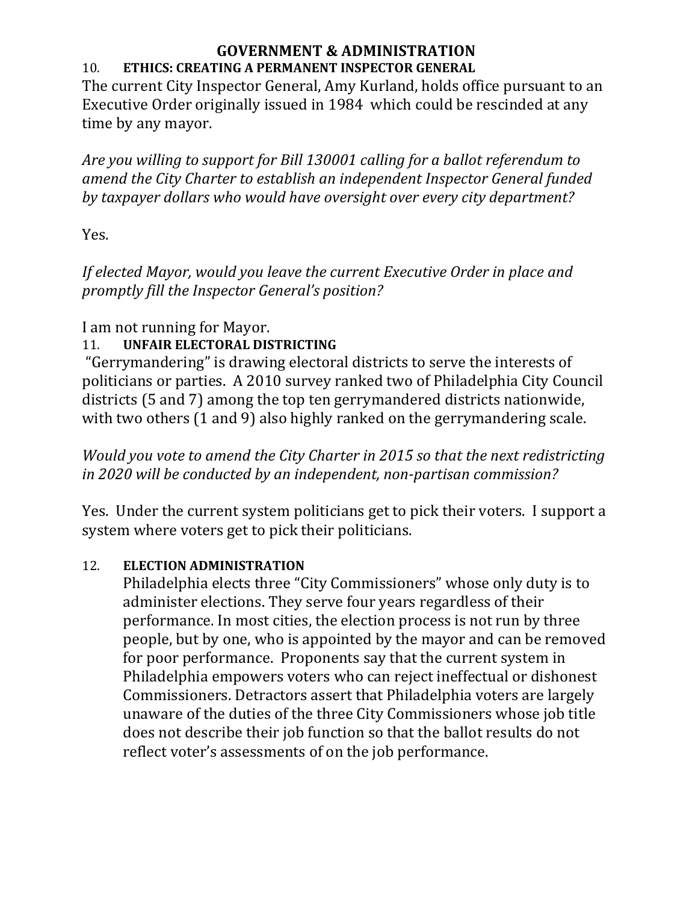# GOVERNMENT & ADMINISTRATION

## 10. ETHICS: CREATING A PERMANENT INSPECTOR GENERAL

The current City Inspector General, Amy Kurland, holds office pursuant to an Executive Order originally issued in 1984 which could be rescinded at any time by any mayor.

*Are you willing to support for Bill 130001 calling for a ballot referendum to amend the City Charter to establish an independent Inspector General funded by taxpayer dollars who would have oversight over every city department?*

Yes.

*If elected Mayor, would you leave the current Executive Order in place and promptly fill the Inspector General's position?*

I am not running for Mayor.

## 11. UNFAIR ELECTORAL DISTRICTING

"Gerrymandering" is drawing electoral districts to serve the interests of politicians or parties. A 2010 survey ranked two of Philadelphia City Council districts (5 and 7) among the top ten gerrymandered districts nationwide, with two others (1 and 9) also highly ranked on the gerrymandering scale.

*Would you vote to amend the City Charter in 2015 so that the next redistricting in 2020 will be conducted by an independent, non-partisan commission?*

Yes. Under the current system politicians get to pick their voters. I support a system where voters get to pick their politicians.

## 12. ELECTION ADMINISTRATION

Philadelphia elects three "City Commissioners" whose only duty is to administer elections. They serve four years regardless of their performance. In most cities, the election process is not run by three people, but by one, who is appointed by the mayor and can be removed for poor performance. Proponents say that the current system in Philadelphia empowers voters who can reject ineffectual or dishonest Commissioners. Detractors assert that Philadelphia voters are largely unaware of the duties of the three City Commissioners whose job title does not describe their job function so that the ballot results do not reflect voter's assessments of on the job performance.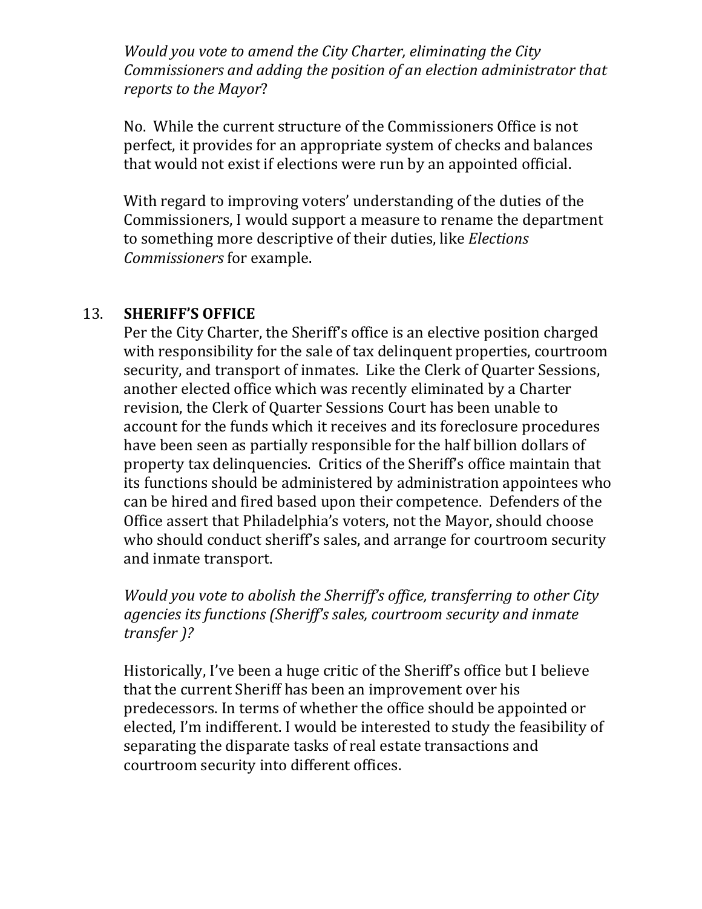*Would you vote to amend the City Charter, eliminating the City Commissioners and adding the position of an election administrator that reports to the Mayor*?

No. While the current structure of the Commissioners Office is not perfect, it provides for an appropriate system of checks and balances that would not exist if elections were run by an appointed official.

With regard to improving voters' understanding of the duties of the Commissioners, I would support a measure to rename the department to something more descriptive of their duties, like *Elections Commissioners* for example.

13. **SHERIFF'S OFFICE**

Per the City Charter, the Sheriff's office is an elective position charged with responsibility for the sale of tax delinquent properties, courtroom security, and transport of inmates. Like the Clerk of Quarter Sessions, another elected office which was recently eliminated by a Charter revision, the Clerk of Quarter Sessions Court has been unable to account for the funds which it receives and its foreclosure procedures have been seen as partially responsible for the half billion dollars of property tax delinquencies. Critics of the Sheriff's office maintain that its functions should be administered by administration appointees who can be hired and fired based upon their competence. Defenders of the Office assert that Philadelphia's voters, not the Mayor, should choose who should conduct sheriff's sales, and arrange for courtroom security and inmate transport.

*Would you vote to abolish the Sherriff's office, transferring to other City agencies its functions (Sheriff's sales, courtroom security and inmate transfer )?*

Historically, I've been a huge critic of the Sheriff's office but I believe that the current Sheriff has been an improvement over his predecessors. In terms of whether the office should be appointed or elected, I'm indifferent. I would be interested to study the feasibility of separating the disparate tasks of real estate transactions and courtroom security into different offices.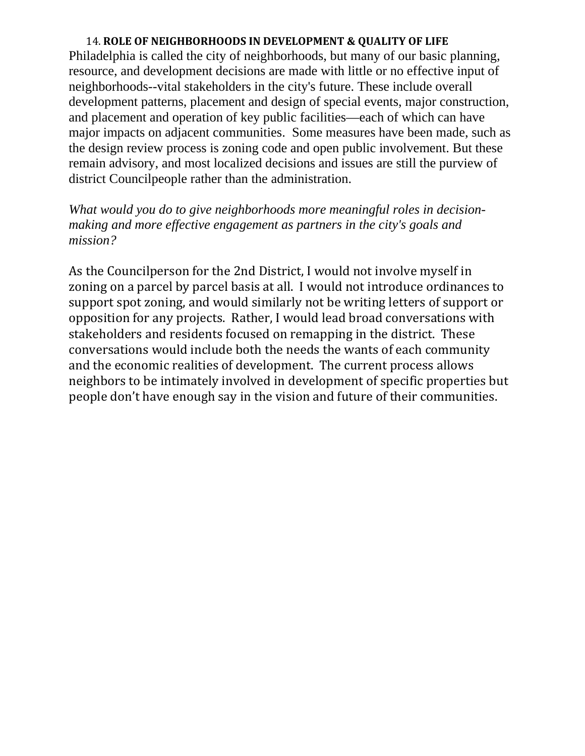14. **ROLE OF NEIGHBORHOODS IN DEVELOPMENT & QUALITY OF LIFE**

Philadelphia is called the city of neighborhoods, but many of our basic planning, resource, and development decisions are made with little or no effective input of neighborhoods--vital stakeholders in the city's future. These include overall development patterns, placement and design of special events, major construction, and placement and operation of key public facilities—each of which can have major impacts on adjacent communities. Some measures have been made, such as the design review process is zoning code and open public involvement. But these remain advisory, and most localized decisions and issues are still the purview of district Councilpeople rather than the administration.

*What would you do to give neighborhoods more meaningful roles in decision-making and more effective engagement as partners in the city's goals and mission?*

As the Councilperson for the 2nd District, I would not involve myself in zoning on a parcel by parcel basis at all. I would not introduce ordinances to support spot zoning, and would similarly not be writing letters of support or opposition for any projects. Rather, I would lead broad conversations with stakeholders and residents focused on remapping in the district. These conversations would include both the needs the wants of each community and the economic realities of development. The current process allows neighbors to be intimately involved in development of specific properties but people don't have enough say in the vision and future of their communities.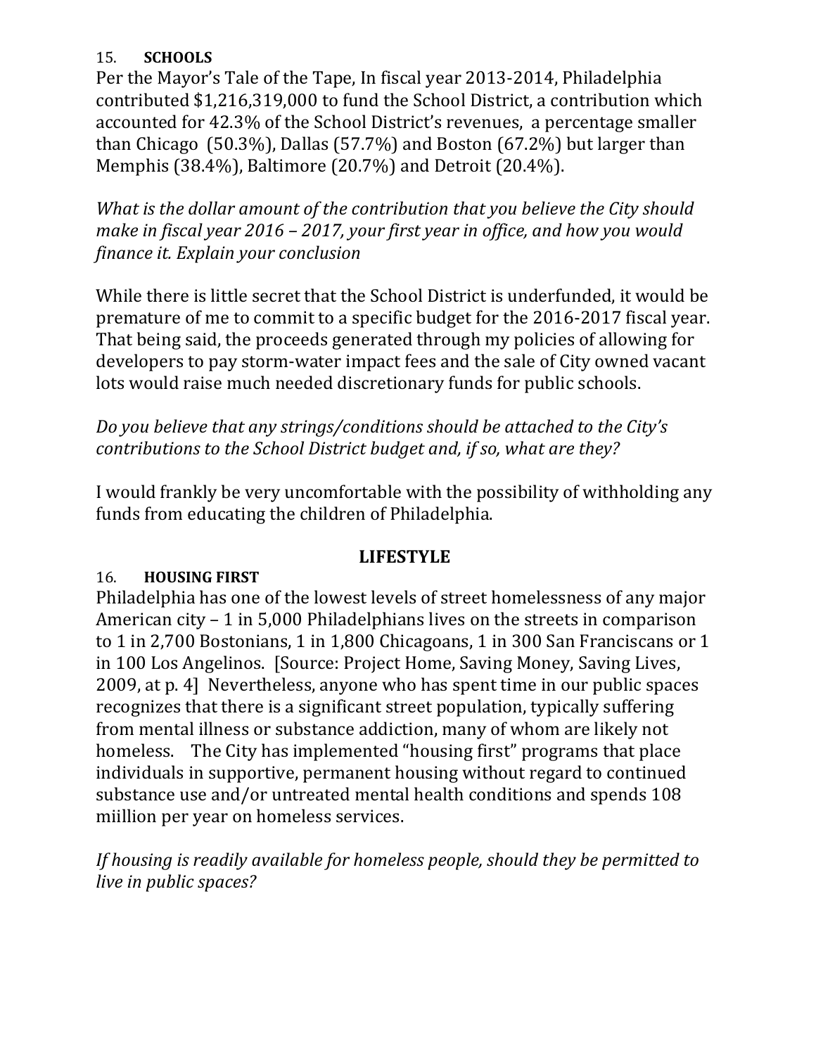15. **SCHOOLS**

Per the Mayor's Tale of the Tape, In fiscal year 2013-2014, Philadelphia contributed $1,216,319,000 to fund the School District, a contribution which accounted for 42.3% of the School District's revenues, a percentage smaller than Chicago (50.3%), Dallas (57.7%) and Boston (67.2%) but larger than Memphis (38.4%), Baltimore (20.7%) and Detroit (20.4%).

*What is the dollar amount of the contribution that you believe the City should make in fiscal year 2016 – 2017, your first year in office, and how you would finance it. Explain your conclusion*

While there is little secret that the School District is underfunded, it would be premature of me to commit to a specific budget for the 2016-2017 fiscal year. That being said, the proceeds generated through my policies of allowing for developers to pay storm-water impact fees and the sale of City owned vacant lots would raise much needed discretionary funds for public schools.

*Do you believe that any strings/conditions should be attached to the City's contributions to the School District budget and, if so, what are they?*

I would frankly be very uncomfortable with the possibility of withholding any funds from educating the children of Philadelphia.

## LIFESTYLE

16. **HOUSING FIRST**

Philadelphia has one of the lowest levels of street homelessness of any major American city – 1 in 5,000 Philadelphians lives on the streets in comparison to 1 in 2,700 Bostonians, 1 in 1,800 Chicagoans, 1 in 300 San Franciscans or 1 in 100 Los Angelinos. [Source: Project Home, Saving Money, Saving Lives, 2009, at p. 4] Nevertheless, anyone who has spent time in our public spaces recognizes that there is a significant street population, typically suffering from mental illness or substance addiction, many of whom are likely not homeless. The City has implemented "housing first" programs that place individuals in supportive, permanent housing without regard to continued substance use and/or untreated mental health conditions and spends 108 miillion per year on homeless services.

*If housing is readily available for homeless people, should they be permitted to live in public spaces?*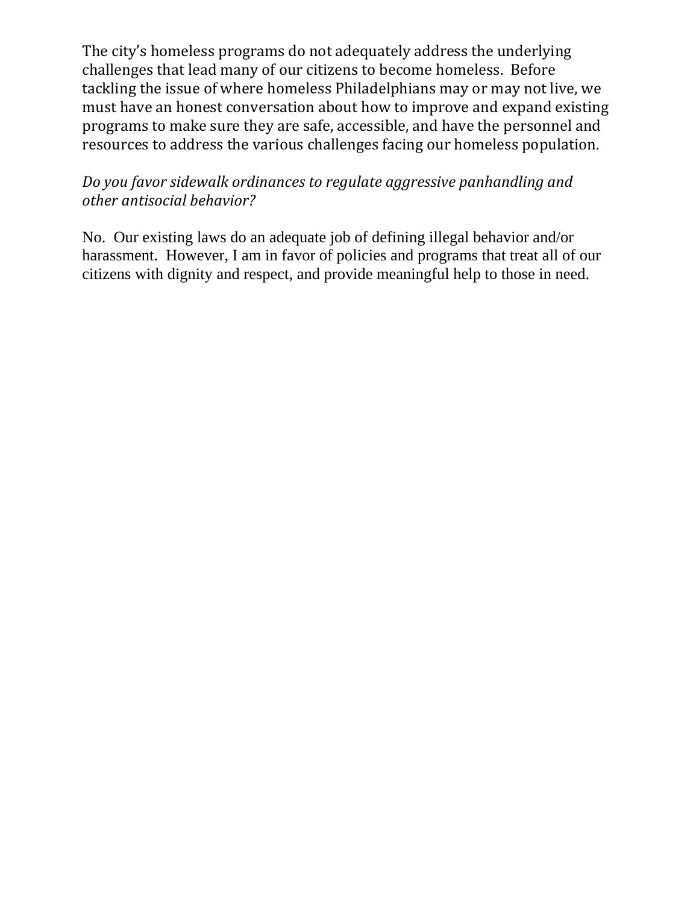The city’s homeless programs do not adequately address the underlying challenges that lead many of our citizens to become homeless. Before tackling the issue of where homeless Philadelphians may or may not live, we must have an honest conversation about how to improve and expand existing programs to make sure they are safe, accessible, and have the personnel and resources to address the various challenges facing our homeless population.

*Do you favor sidewalk ordinances to regulate aggressive panhandling and other antisocial behavior?*

No. Our existing laws do an adequate job of defining illegal behavior and/or harassment. However, I am in favor of policies and programs that treat all of our citizens with dignity and respect, and provide meaningful help to those in need.